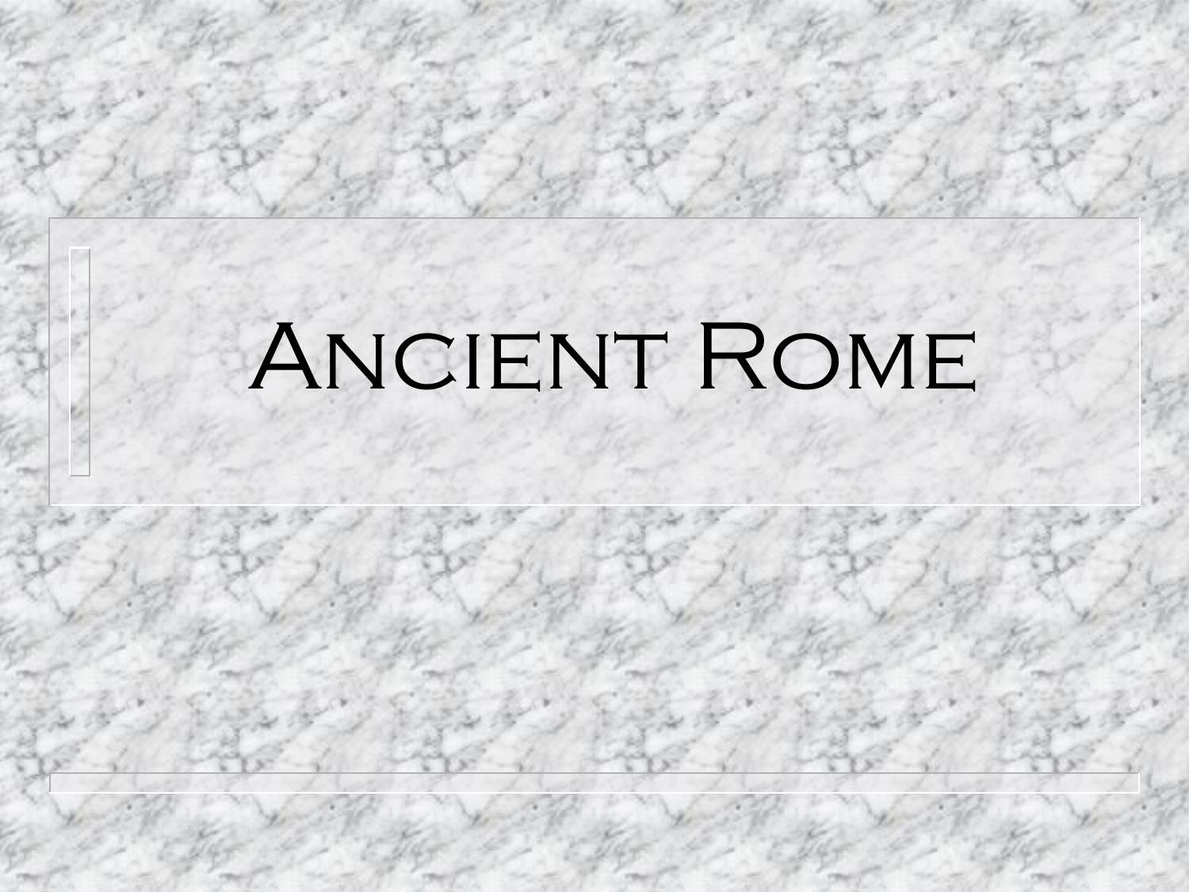# Ancient Rome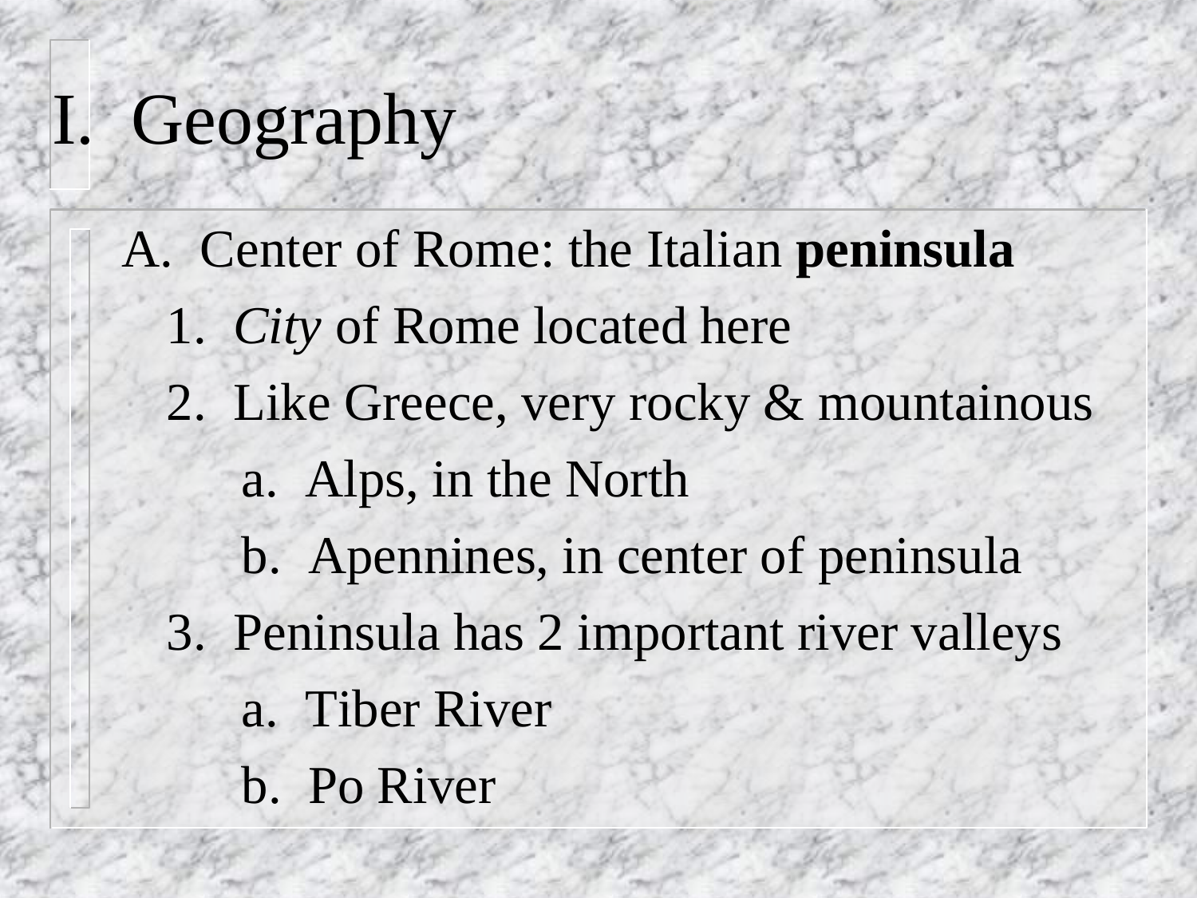# I. Geography

- A. Center of Rome: the Italian **peninsula**
  - 1. *City* of Rome located here
  - 2. Like Greece, very rocky & mountainous
    - a. Alps, in the North
    - b. Apennines, in center of peninsula
  - 3. Peninsula has 2 important river valleys
    - a. Tiber River
    - b. Po River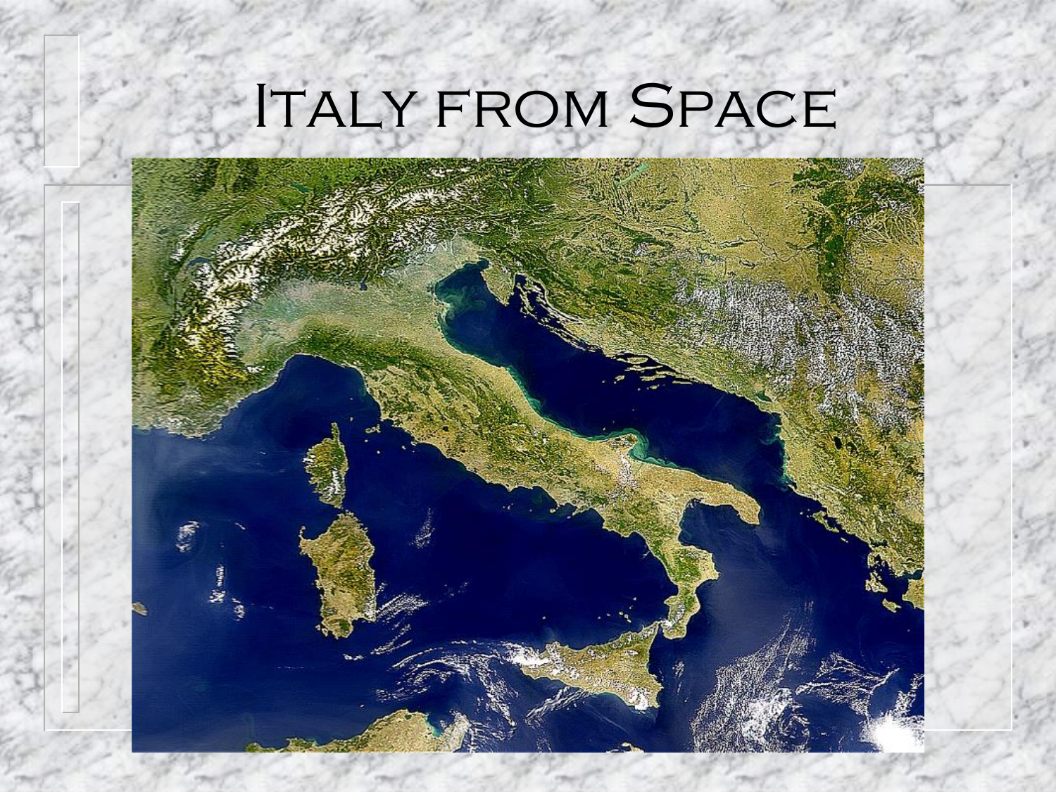# Italy from Space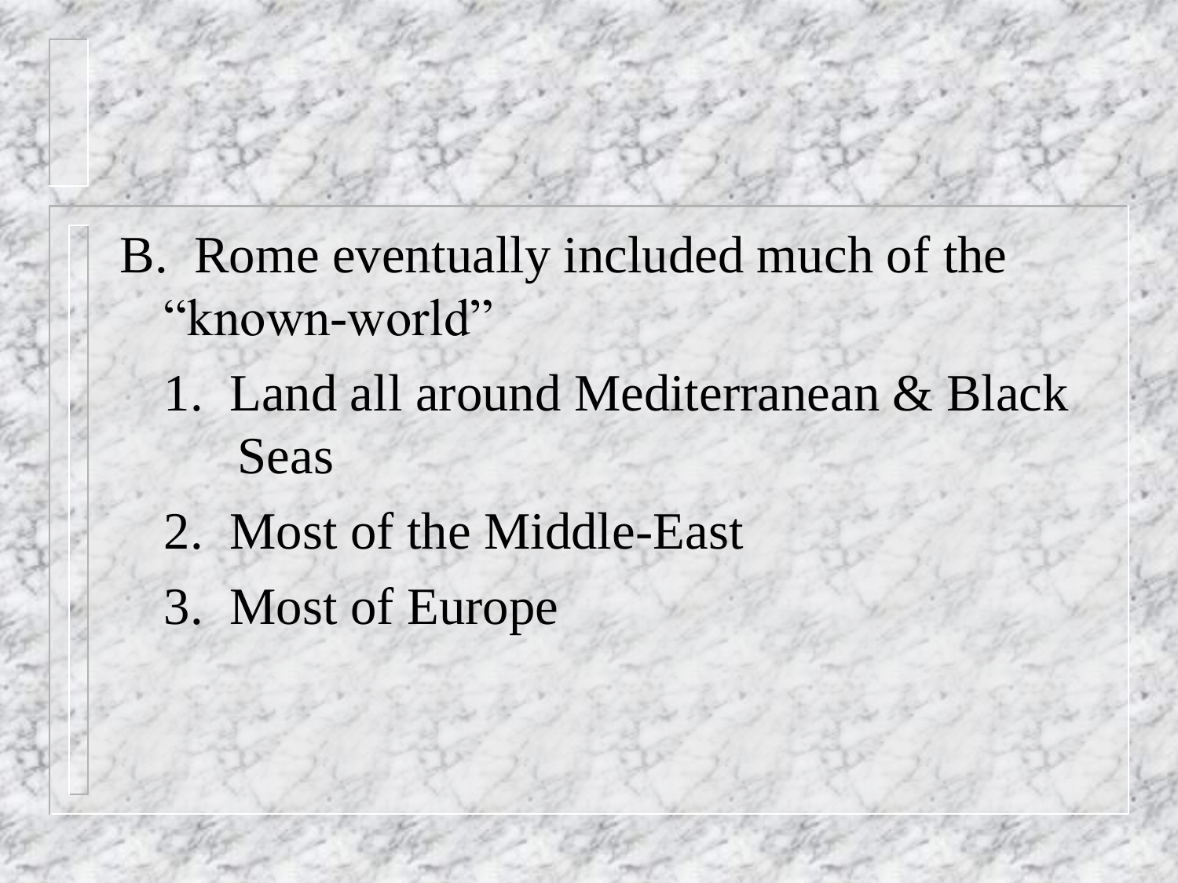B. Rome eventually included much of the "known-world"

1. Land all around Mediterranean & Black Seas
2. Most of the Middle-East
3. Most of Europe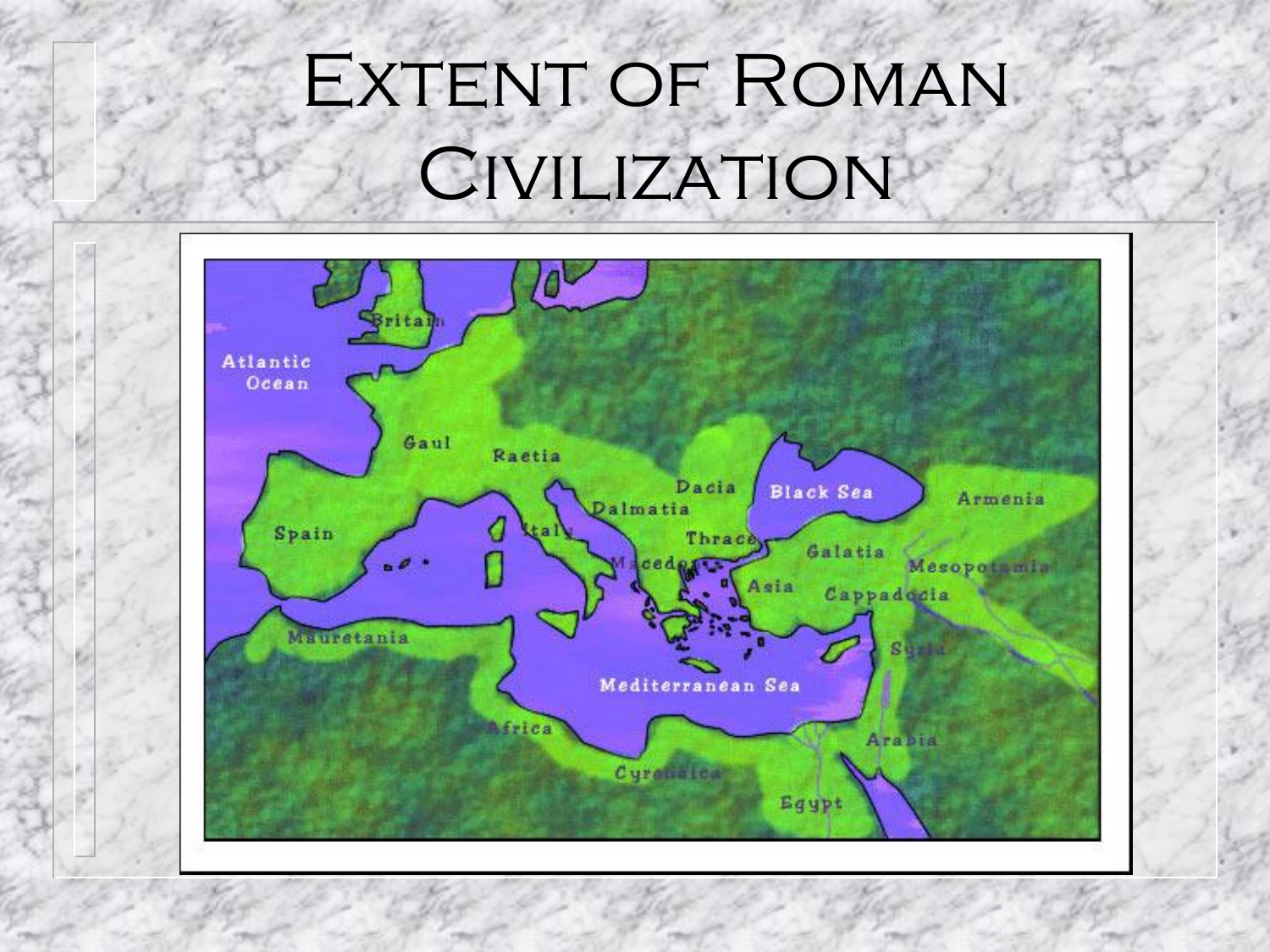# Extent of Roman Civilization

Britain

Atlantic Ocean

Gaul

Raetia

Dacia

Black Sea

Armenia

Dalmatia

Spain

Italy

Thrace

Galatia

Macedonia

Mesopotamia

Asia

Cappadocia

Mauretania

Syria

Mediterranean Sea

Africa

Arabia

Cyrenaica

Egypt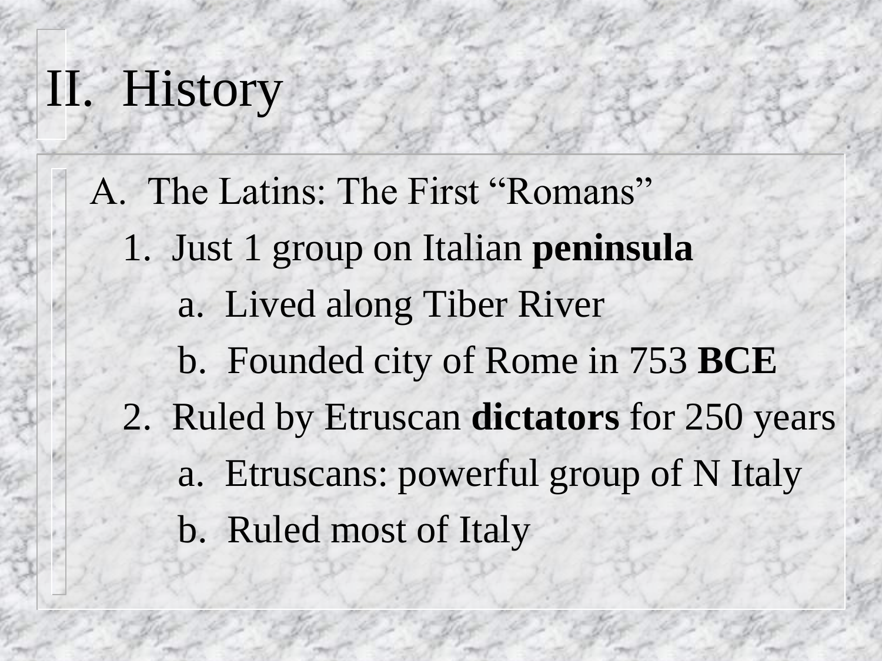# II. History

A. The Latins: The First “Romans”

1. Just 1 group on Italian **peninsula**
   - a. Lived along Tiber River
   - b. Founded city of Rome in 753 **BCE**
2. Ruled by Etruscan **dictators** for 250 years
   - a. Etruscans: powerful group of N Italy
   - b. Ruled most of Italy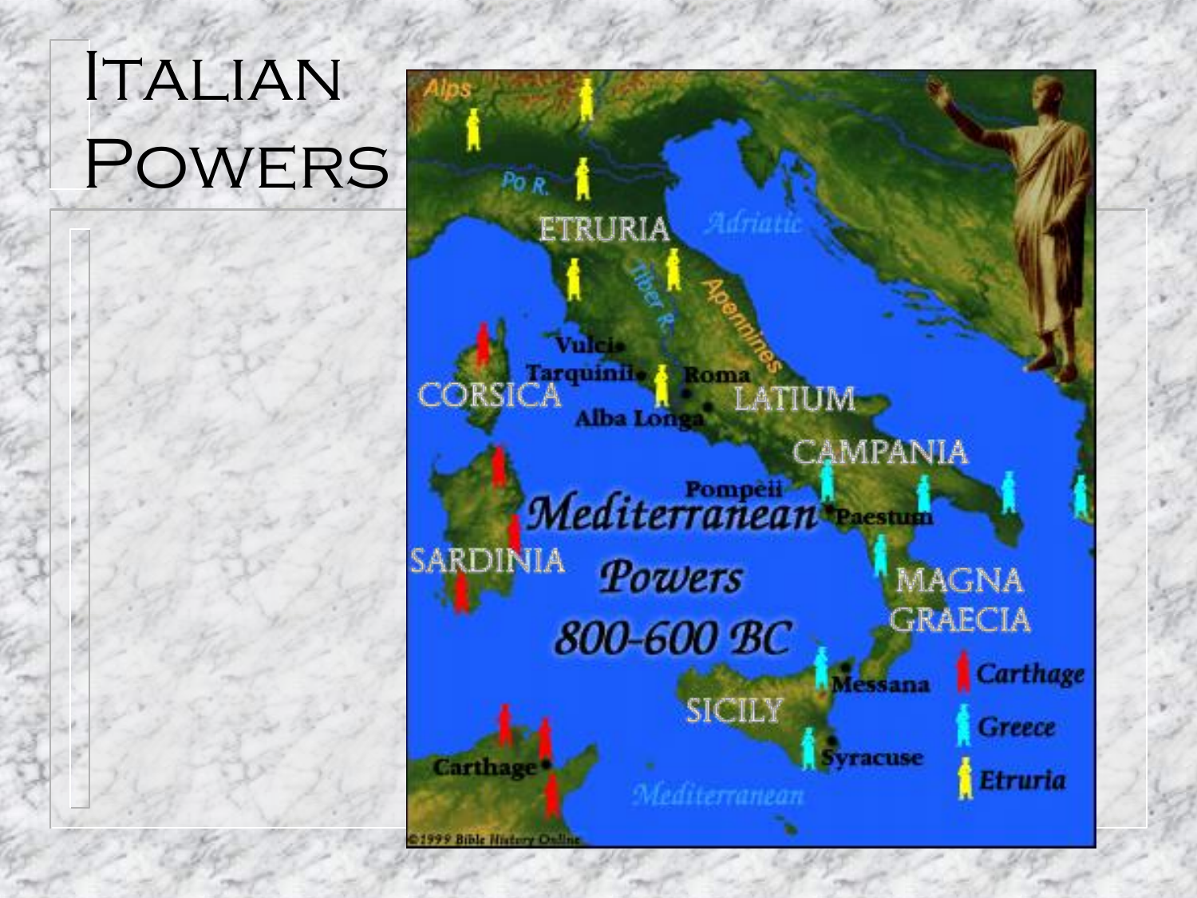# Italian Powers

Alps

Po R.

ETRURIA

Adriatic

Tiber R.

Apennines

Vulci

Tarquinii

Roma

CORSICA

Alba Longa

LATIUM

CAMPANIA

Pompeii

Paestum

Mediterranean Powers 800-600 BC

SARDINIA

MAGNA GRAECIA

Messana

SICILY

Syracuse

Carthage

Mediterranean

Carthage

Greece

Etruria

©1999 Bible History Online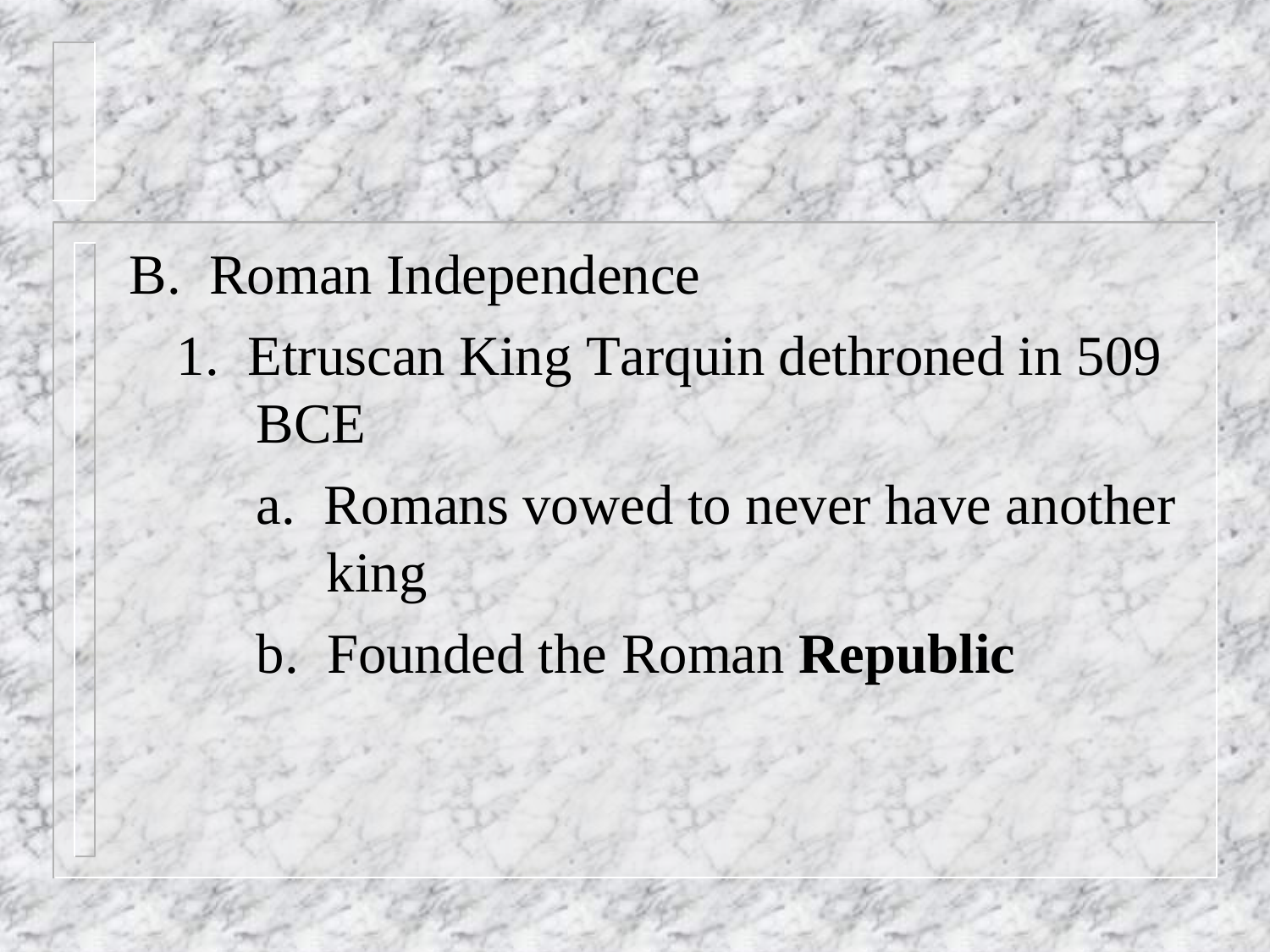B. Roman Independence

1. Etruscan King Tarquin dethroned in 509 BCE

    a. Romans vowed to never have another king

    b. Founded the Roman **Republic**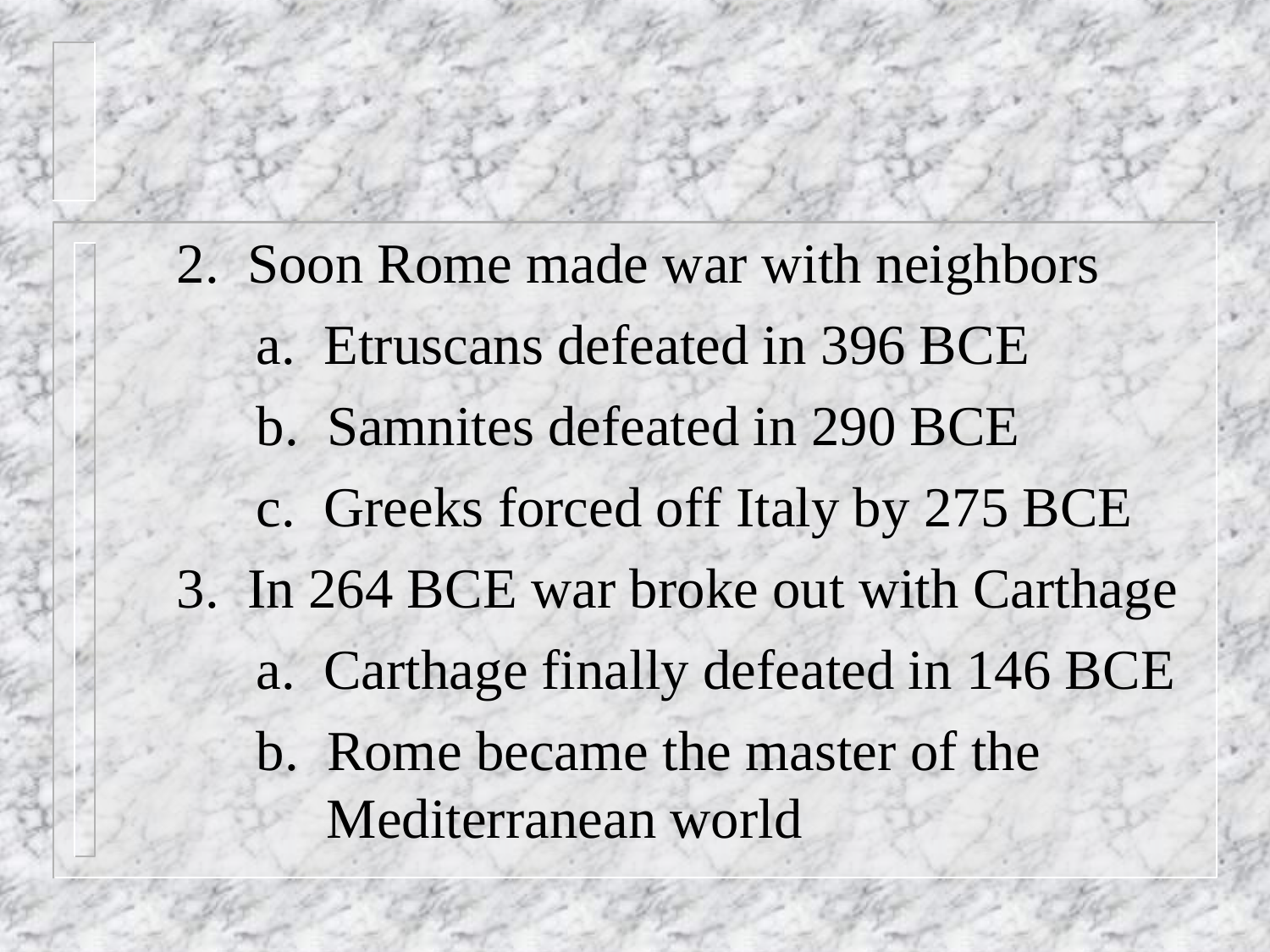2. Soon Rome made war with neighbors
   a. Etruscans defeated in 396 BCE
   b. Samnites defeated in 290 BCE
   c. Greeks forced off Italy by 275 BCE
3. In 264 BCE war broke out with Carthage
   a. Carthage finally defeated in 146 BCE
   b. Rome became the master of the Mediterranean world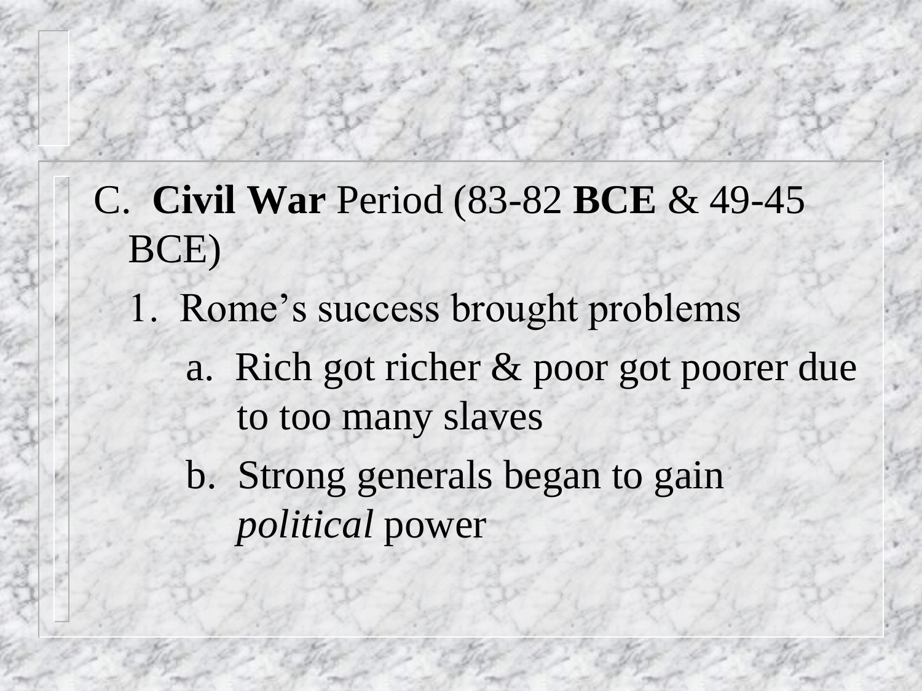C. **Civil War** Period (83-82 **BCE** & 49-45 BCE)

1. Rome's success brought problems
   - a. Rich got richer & poor got poorer due to too many slaves
   - b. Strong generals began to gain *political* power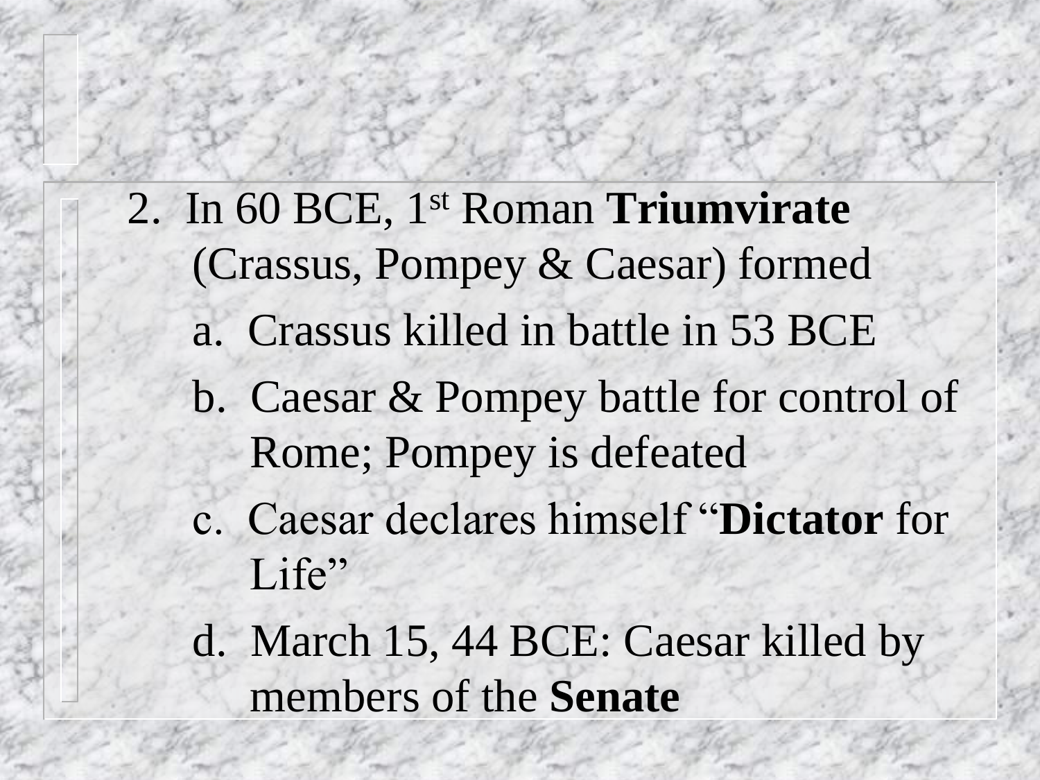2. In 60 BCE, 1st Roman **Triumvirate** (Crassus, Pompey & Caesar) formed

   a. Crassus killed in battle in 53 BCE

   b. Caesar & Pompey battle for control of Rome; Pompey is defeated

   c. Caesar declares himself "**Dictator** for Life"

   d. March 15, 44 BCE: Caesar killed by members of the **Senate**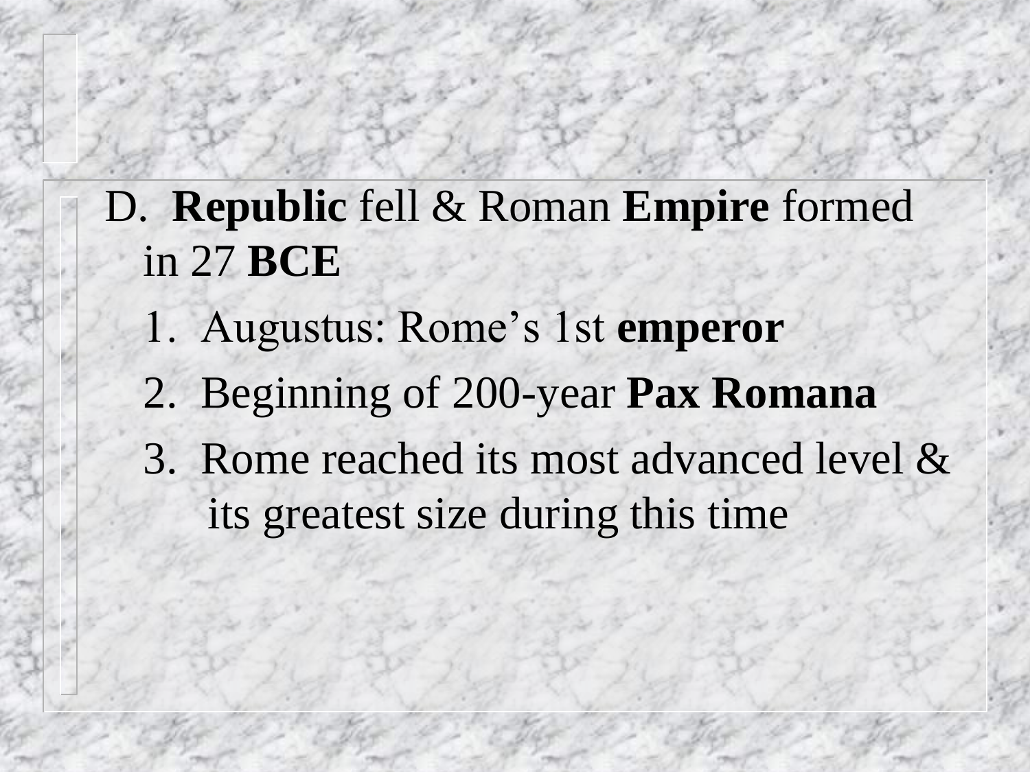D. **Republic** fell & Roman **Empire** formed in 27 **BCE**

1. Augustus: Rome's 1st **emperor**
2. Beginning of 200-year **Pax Romana**
3. Rome reached its most advanced level & its greatest size during this time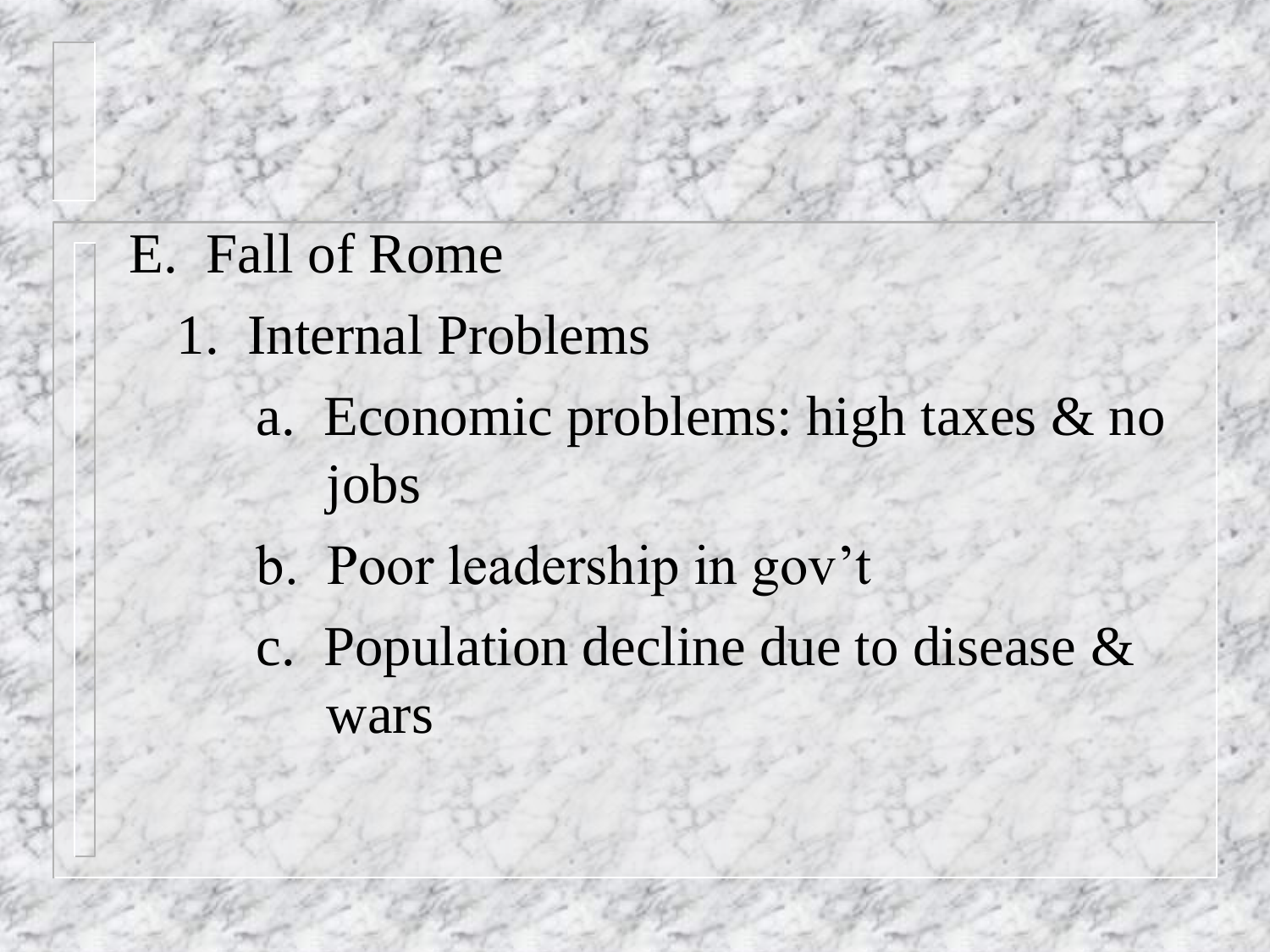E. Fall of Rome

1. Internal Problems

   a. Economic problems: high taxes & no jobs

   b. Poor leadership in gov't

   c. Population decline due to disease & wars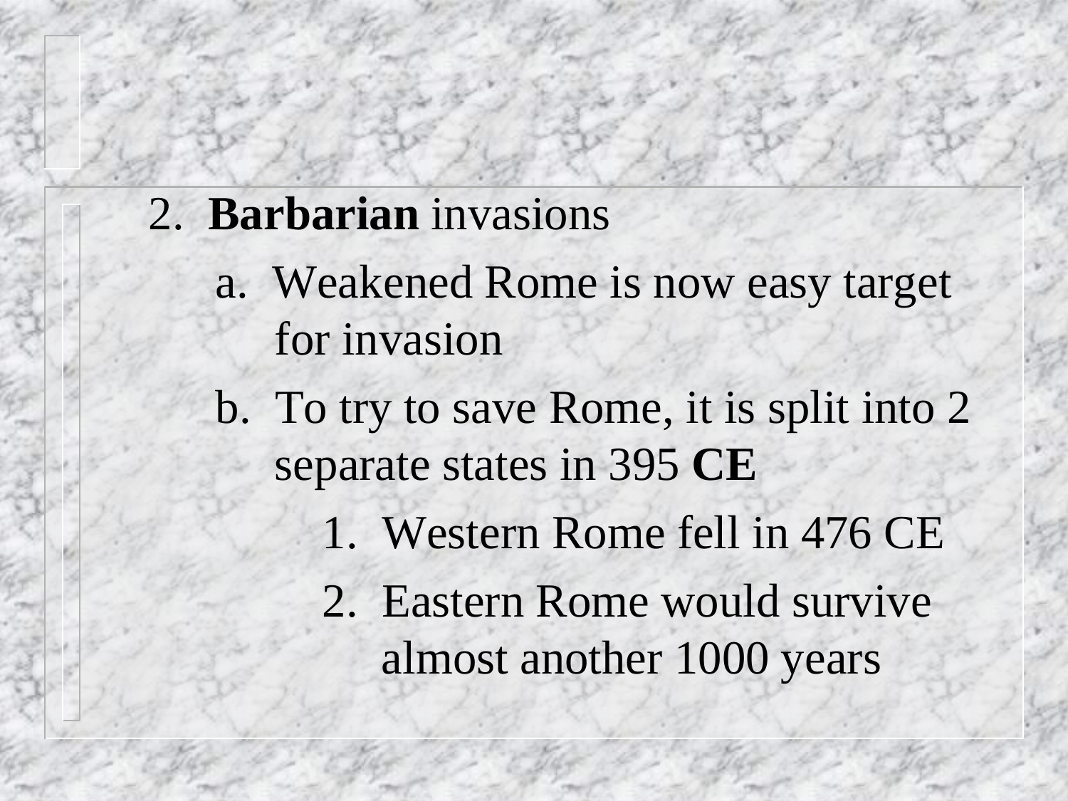2. **Barbarian** invasions

   a. Weakened Rome is now easy target for invasion

   b. To try to save Rome, it is split into 2 separate states in 395 **CE**

      1. Western Rome fell in 476 CE

      2. Eastern Rome would survive almost another 1000 years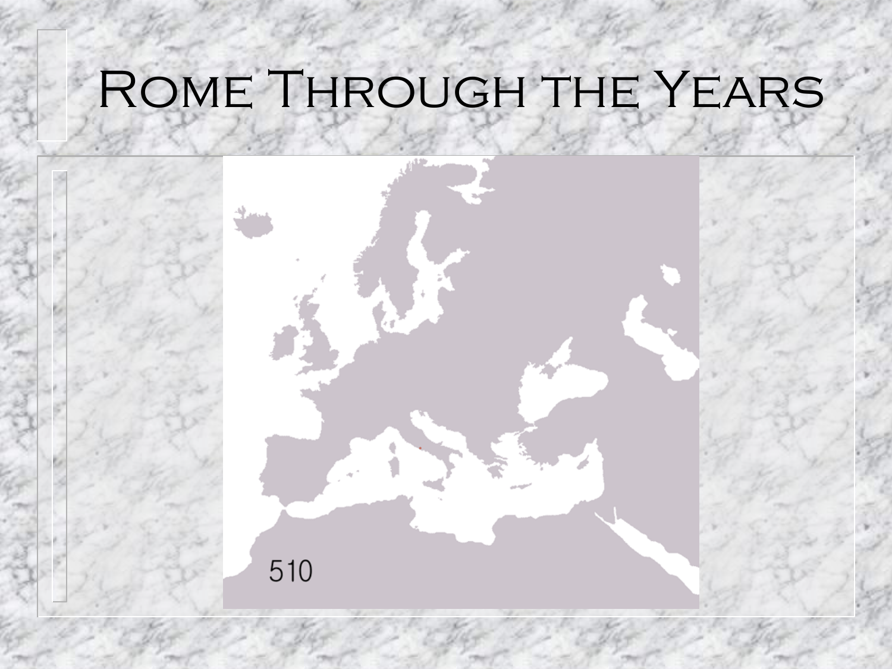# Rome Through the Years

510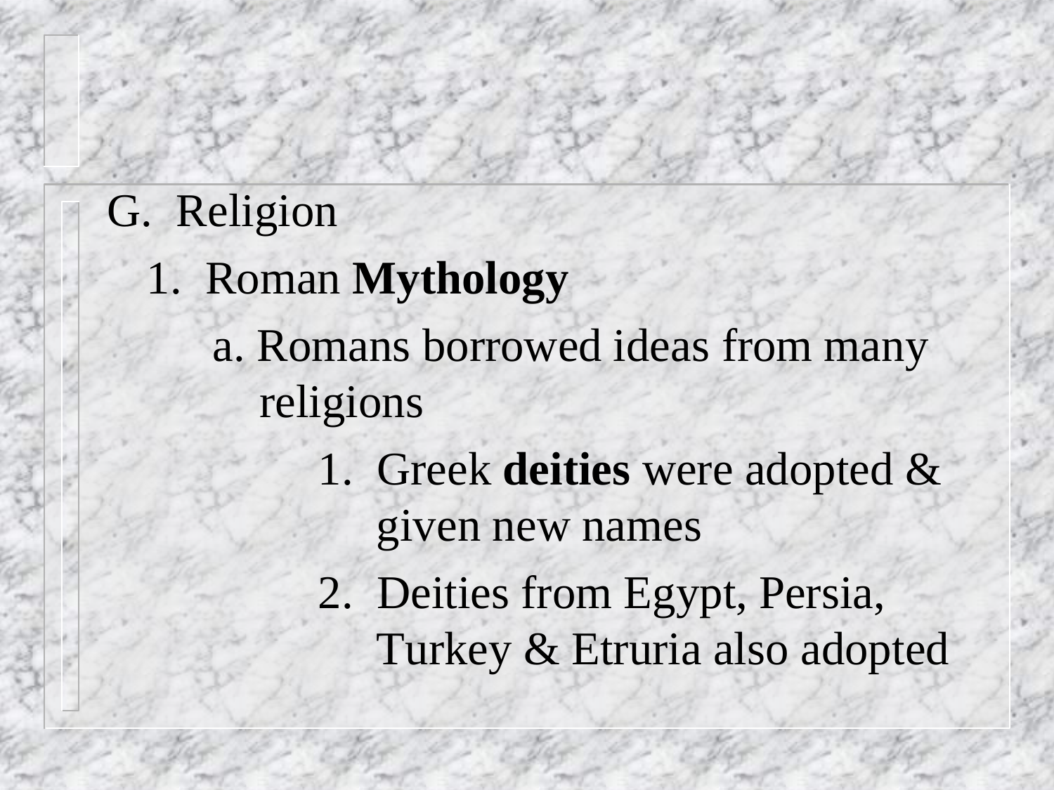G. Religion

1. Roman **Mythology**

   a. Romans borrowed ideas from many religions

      1. Greek **deities** were adopted & given new names
      2. Deities from Egypt, Persia, Turkey & Etruria also adopted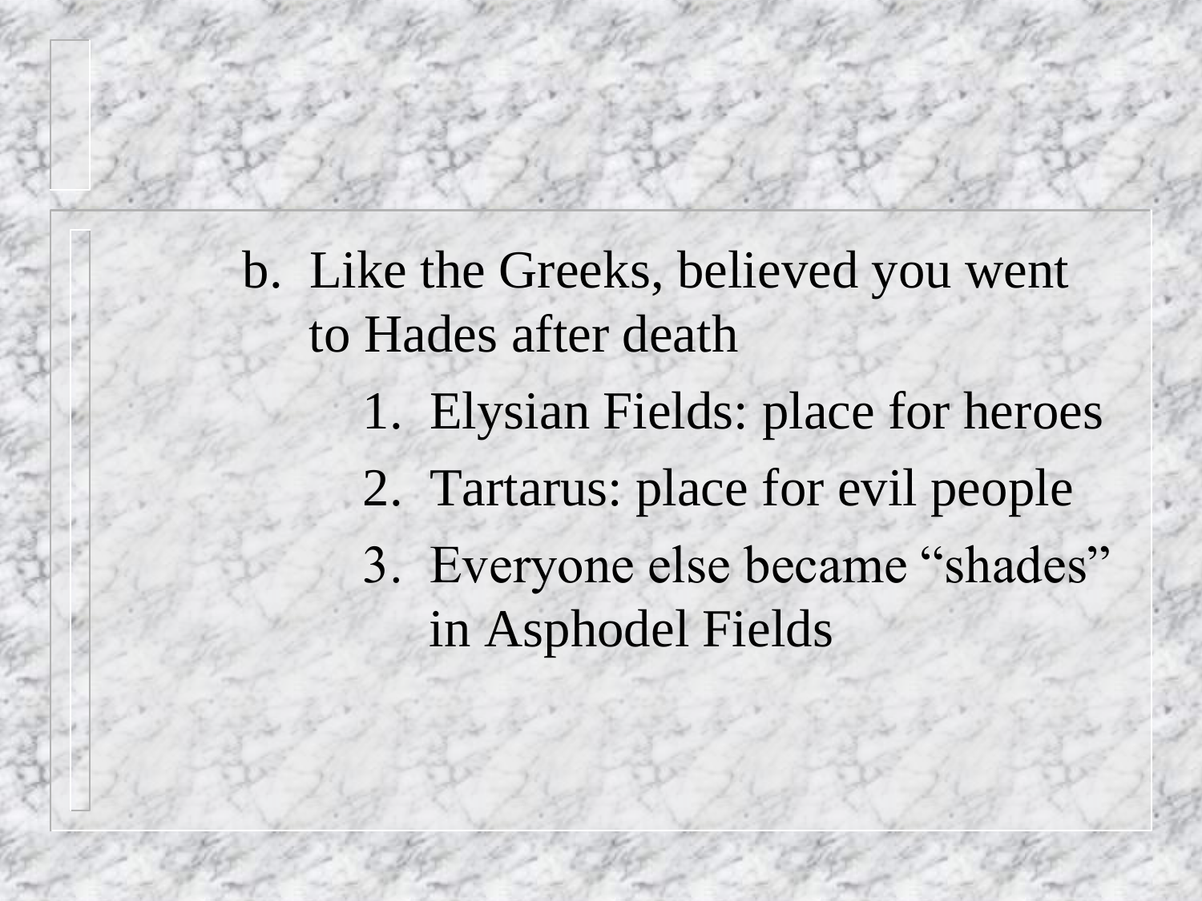b. Like the Greeks, believed you went to Hades after death
    1. Elysian Fields: place for heroes
    2. Tartarus: place for evil people
    3. Everyone else became “shades” in Asphodel Fields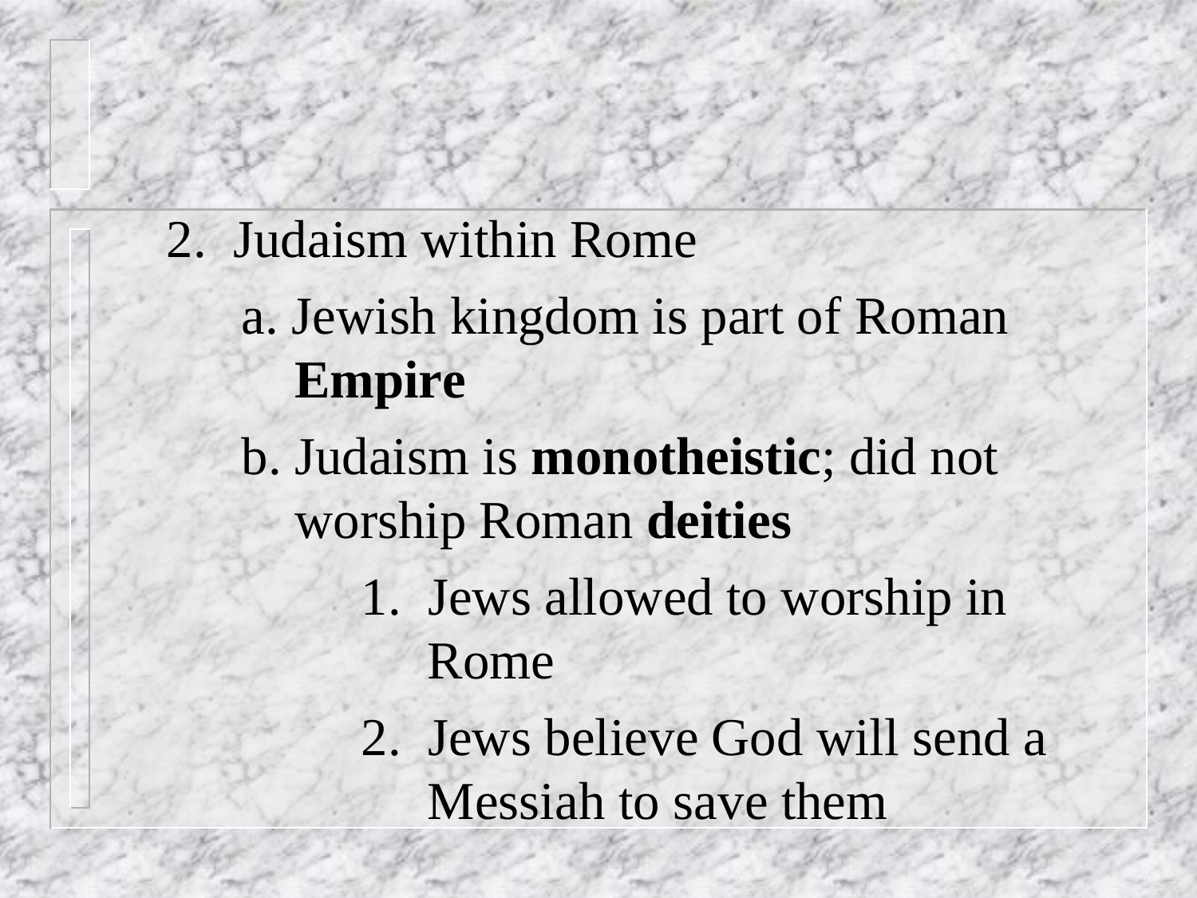2. Judaism within Rome

   a. Jewish kingdom is part of Roman **Empire**

   b. Judaism is **monotheistic**; did not worship Roman **deities**

      1. Jews allowed to worship in Rome

      2. Jews believe God will send a Messiah to save them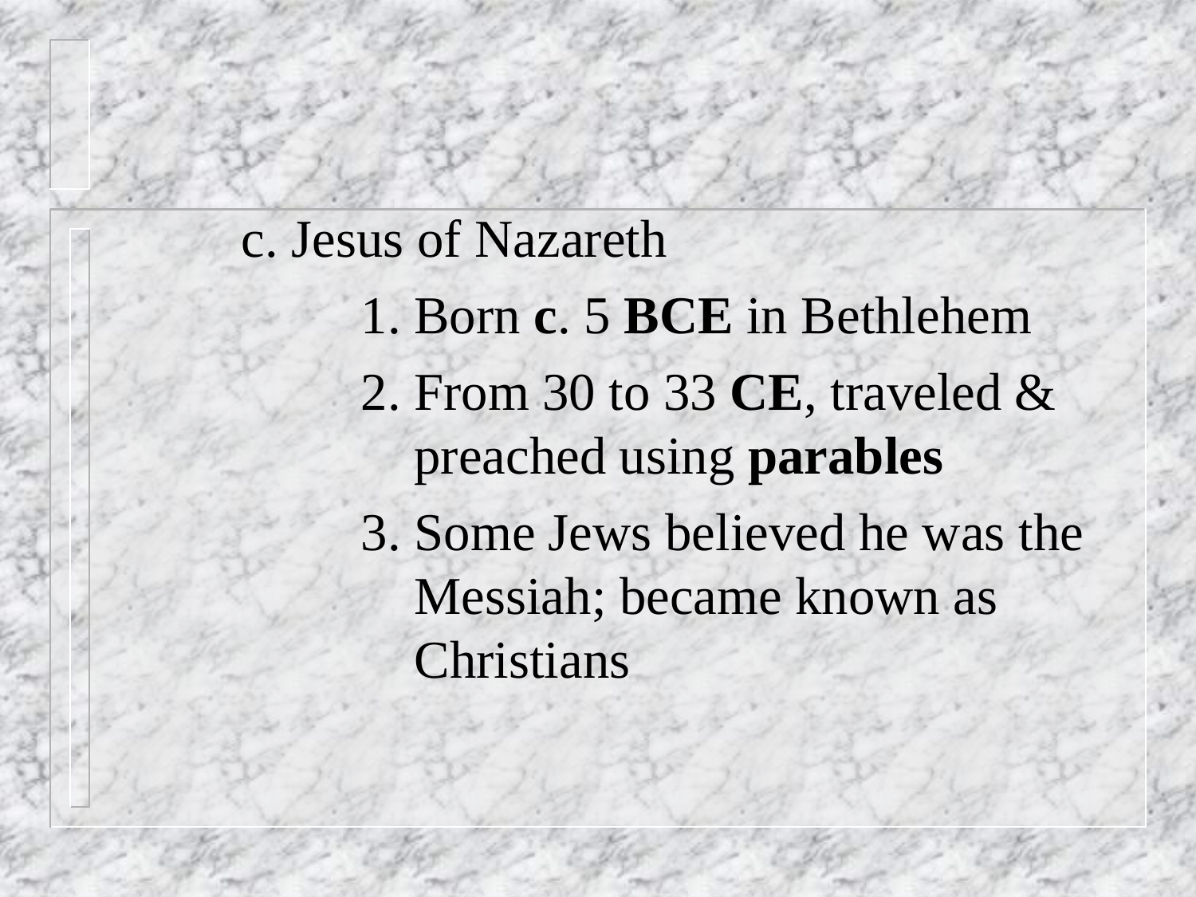c. Jesus of Nazareth

1. Born **c**. 5 **BCE** in Bethlehem
2. From 30 to 33 **CE**, traveled & preached using **parables**
3. Some Jews believed he was the Messiah; became known as Christians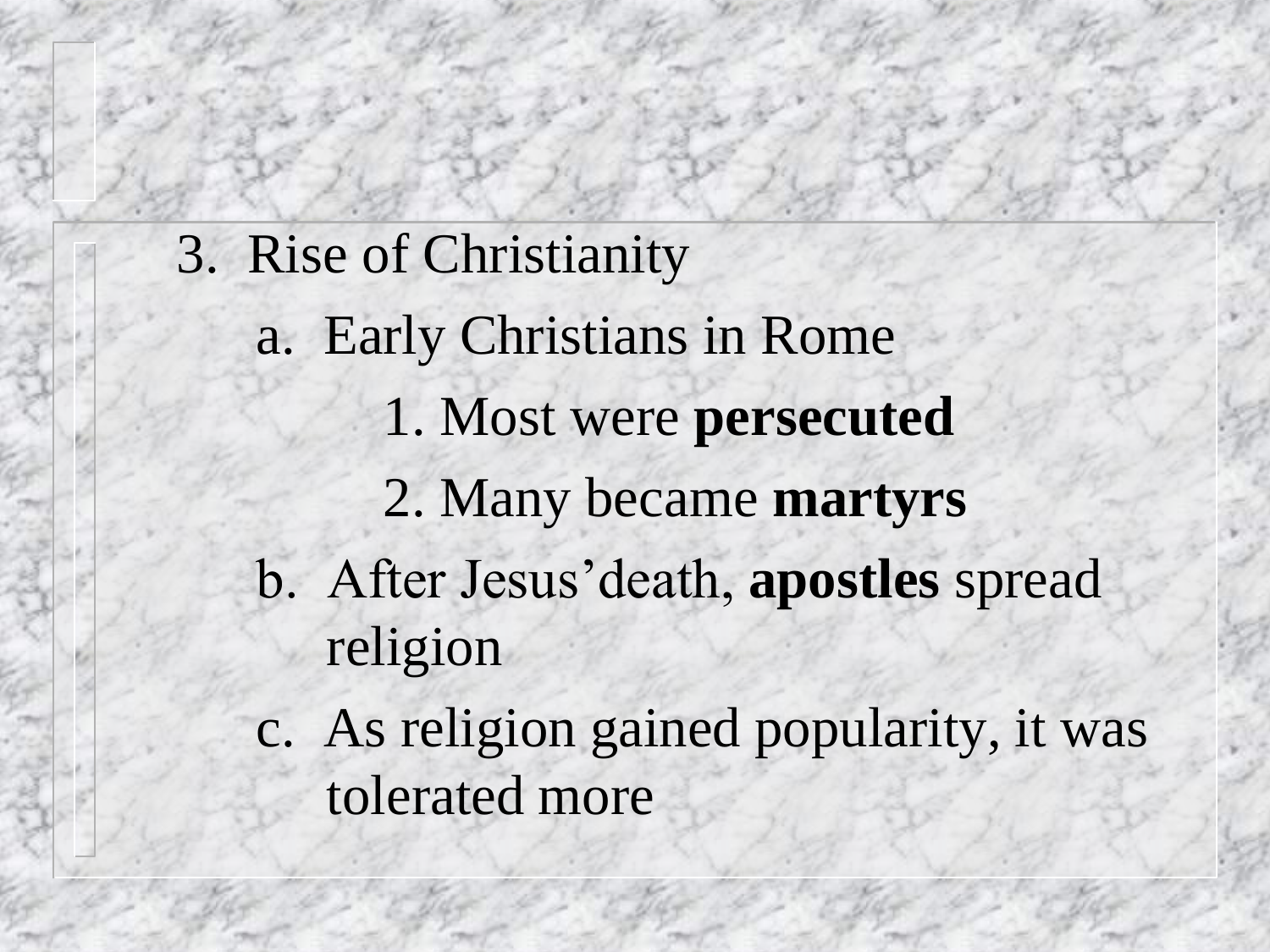3. Rise of Christianity

    a. Early Christians in Rome

        1. Most were **persecuted**

        2. Many became **martyrs**

    b. After Jesus'death, **apostles** spread religion

    c. As religion gained popularity, it was tolerated more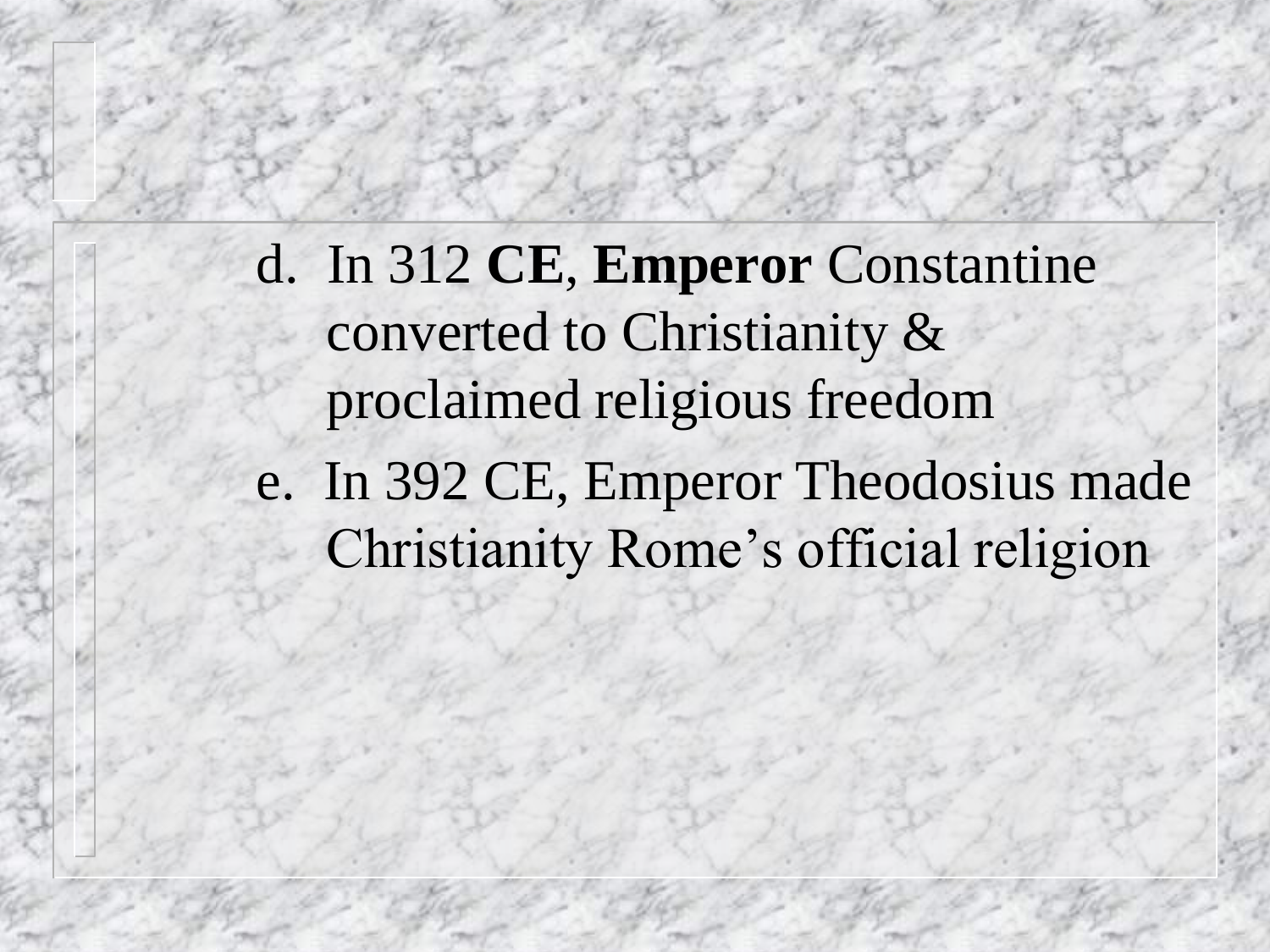d. In 312 **CE**, **Emperor** Constantine converted to Christianity & proclaimed religious freedom

e. In 392 CE, Emperor Theodosius made Christianity Rome's official religion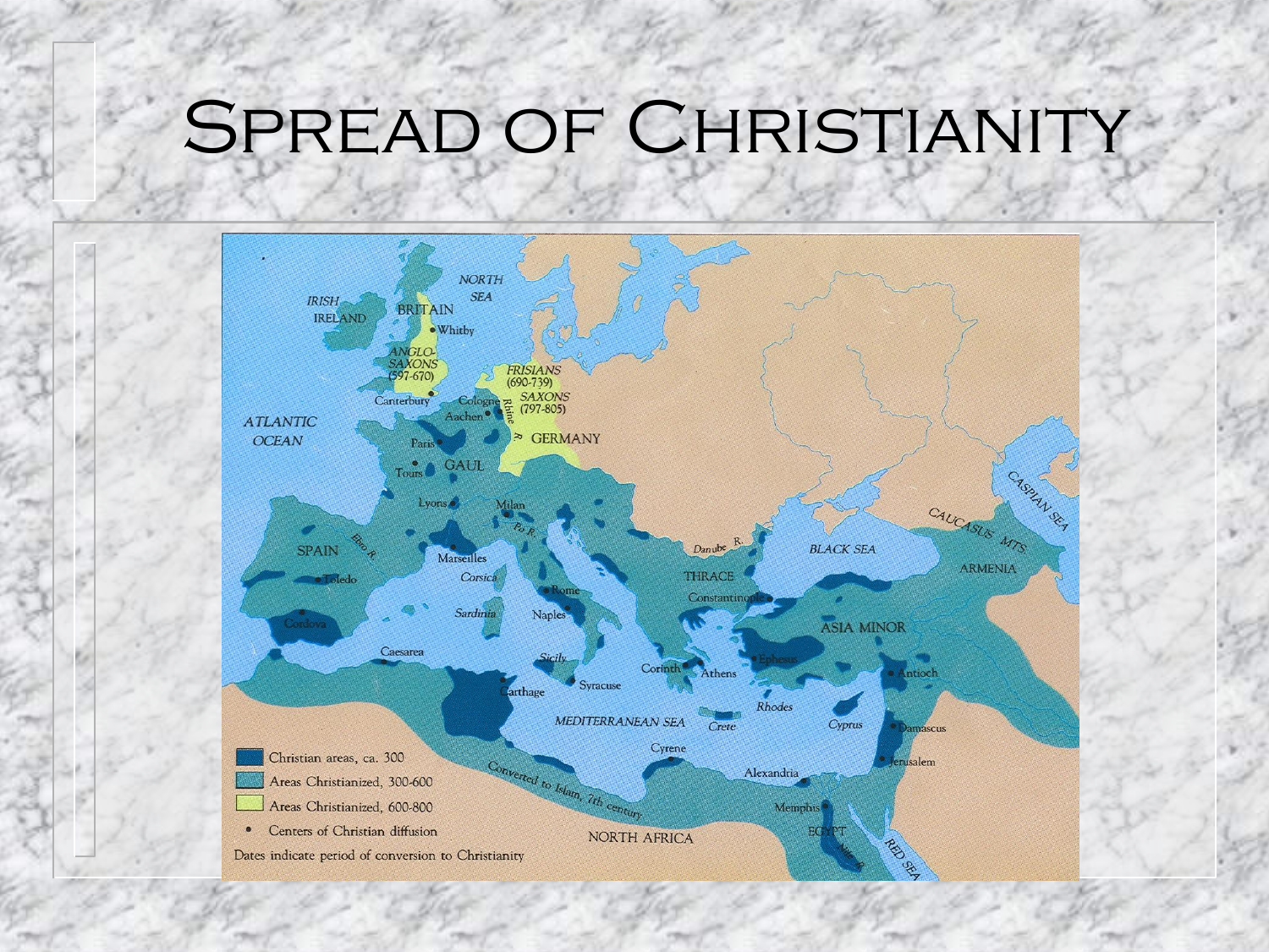# Spread of Christianity

Christian areas, ca. 300

Areas Christianized, 300-600

Areas Christianized, 600-800

• Centers of Christian diffusion

Dates indicate period of conversion to Christianity

IRISH IRELAND BRITAIN Whitby NORTH SEA ANGLO-SAXONS (597-670) FRISIANS (690-739) SAXONS (797-805) Canterbury Cologne Aachen Rhine R. GERMANY ATLANTIC OCEAN Paris Tours GAUL Lyons Milan Po R. SPAIN Ebro R. Marseilles Corsica Toledo Rome Sardinia Naples Cordova Caesarea Sicily Syracuse Carthage Danube R. THRACE Constantinople BLACK SEA CASPIAN SEA CAUCASUS MTS. ARMENIA ASIA MINOR Ephesus Antioch Corinth Athens Rhodes Crete Cyprus Damascus Jerusalem MEDITERRANEAN SEA Cyrene Alexandria Memphis EGYPT Nile R. RED SEA Converted to Islam, 7th century NORTH AFRICA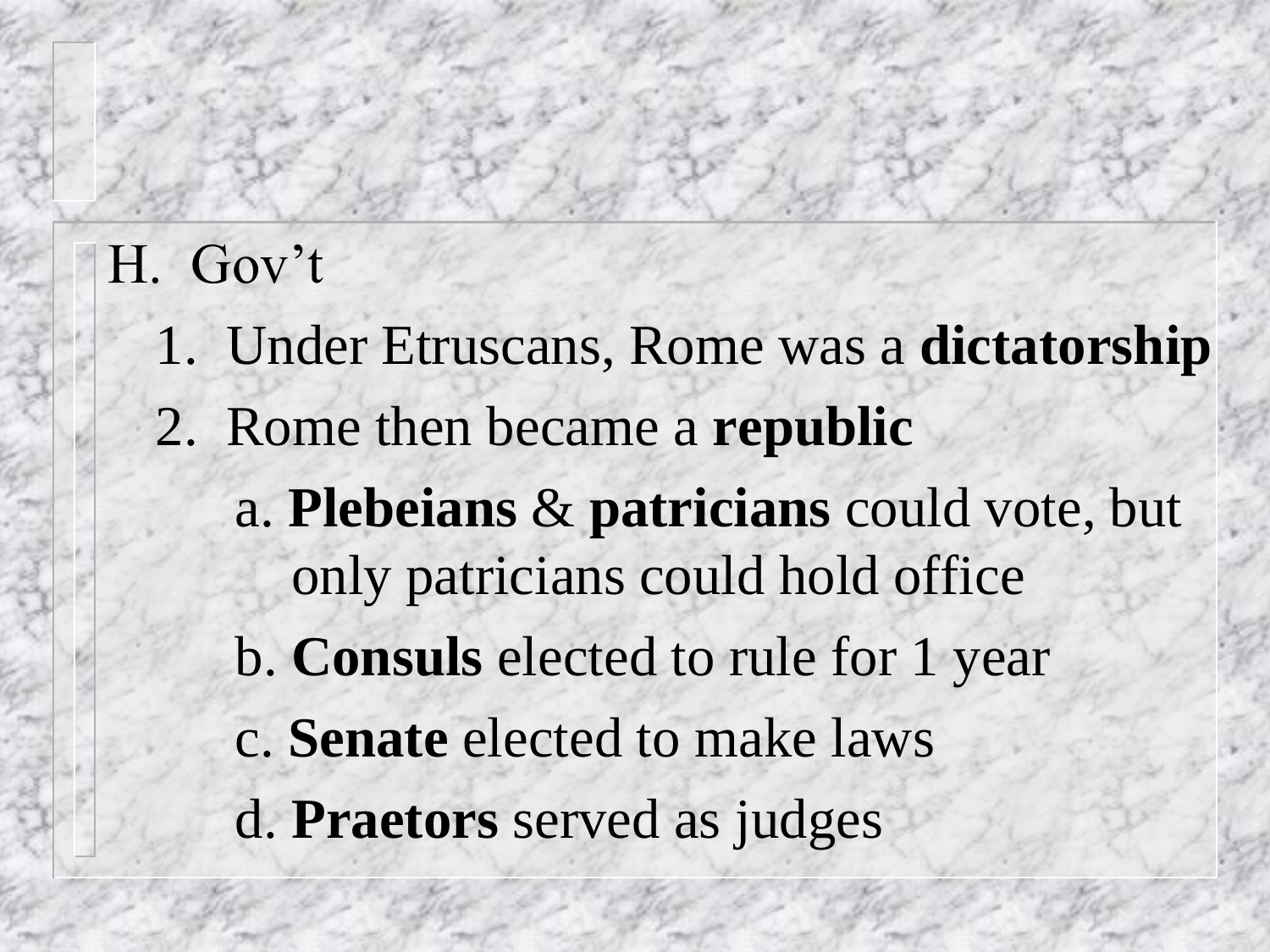H. Gov't

1. Under Etruscans, Rome was a **dictatorship**

2. Rome then became a **republic**

    a. **Plebeians** & **patricians** could vote, but only patricians could hold office

    b. **Consuls** elected to rule for 1 year

    c. **Senate** elected to make laws

    d. **Praetors** served as judges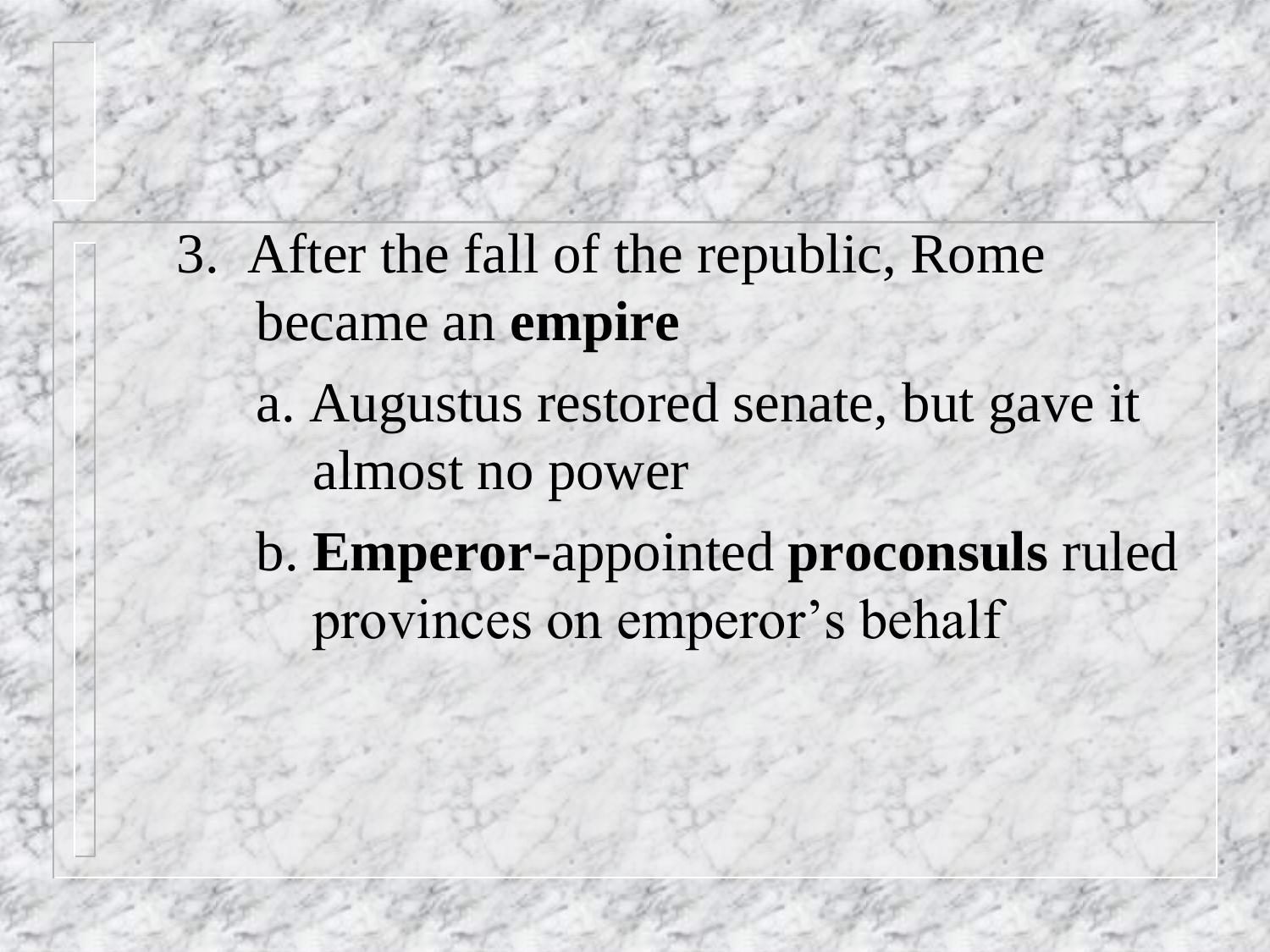3. After the fall of the republic, Rome became an **empire**

   a. Augustus restored senate, but gave it almost no power

   b. **Emperor**-appointed **proconsuls** ruled provinces on emperor's behalf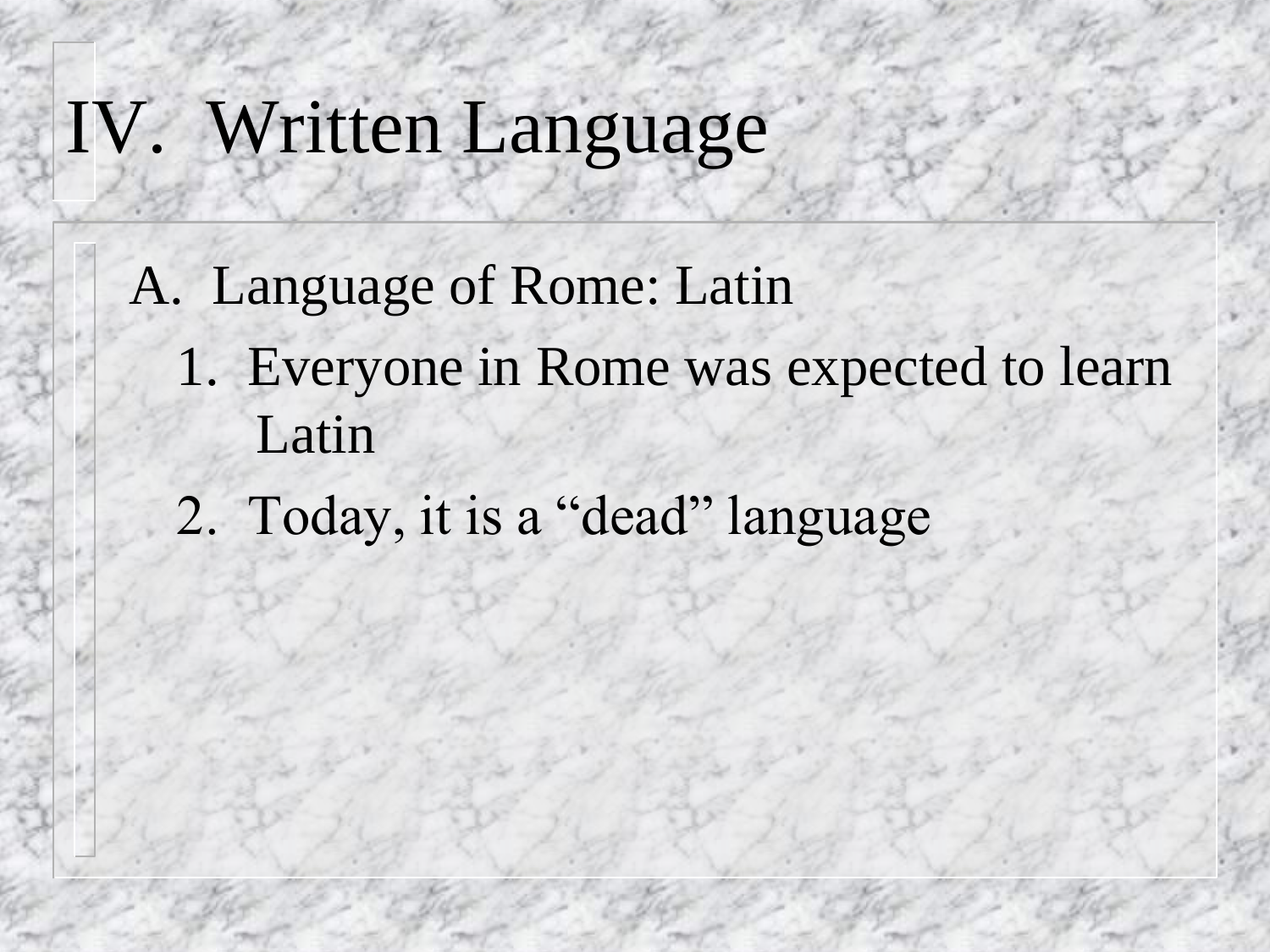# IV. Written Language

A. Language of Rome: Latin

1. Everyone in Rome was expected to learn Latin
2. Today, it is a "dead" language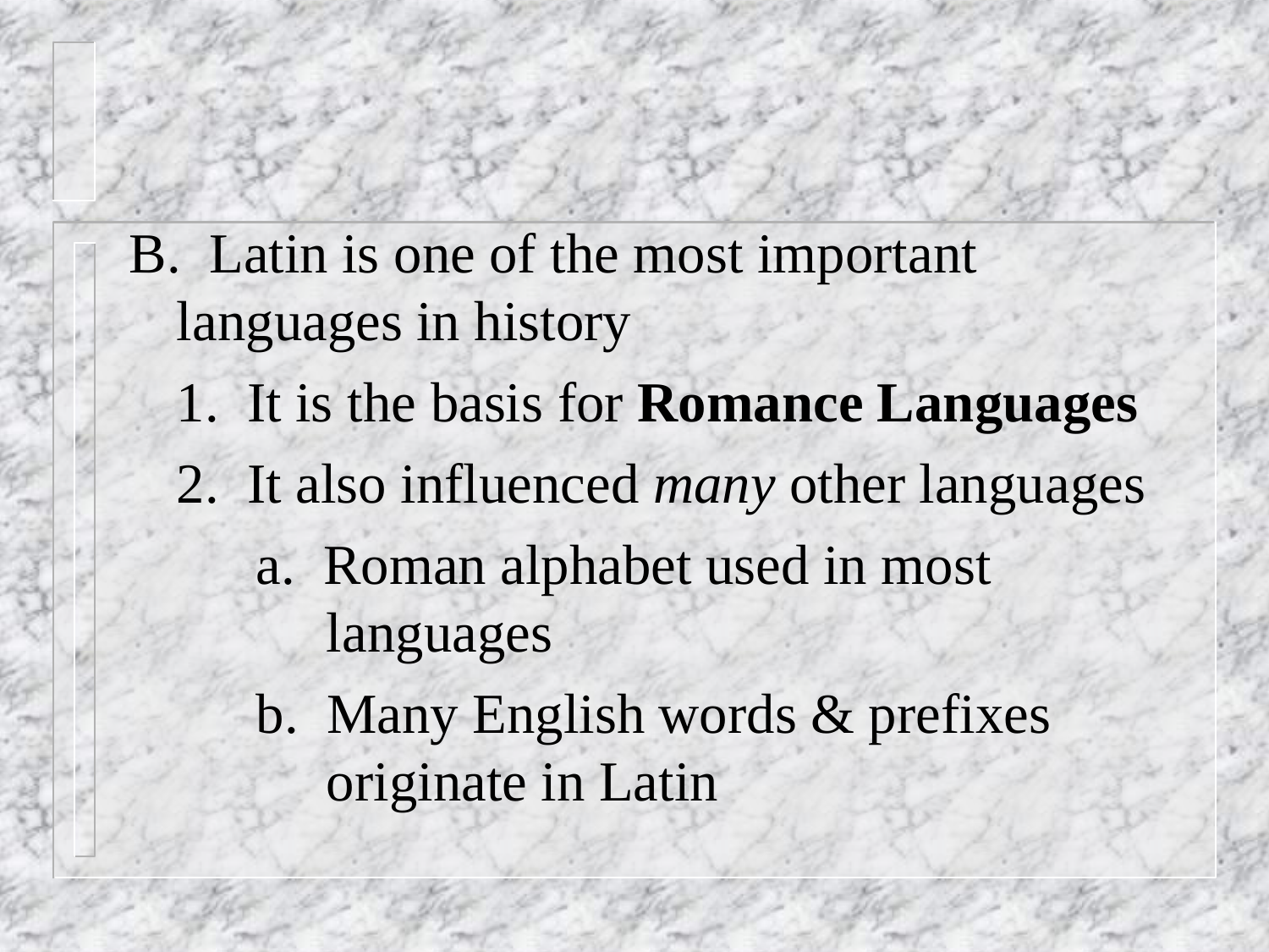B. Latin is one of the most important languages in history

1. It is the basis for **Romance Languages**
2. It also influenced *many* other languages
   - a. Roman alphabet used in most languages
   - b. Many English words & prefixes originate in Latin